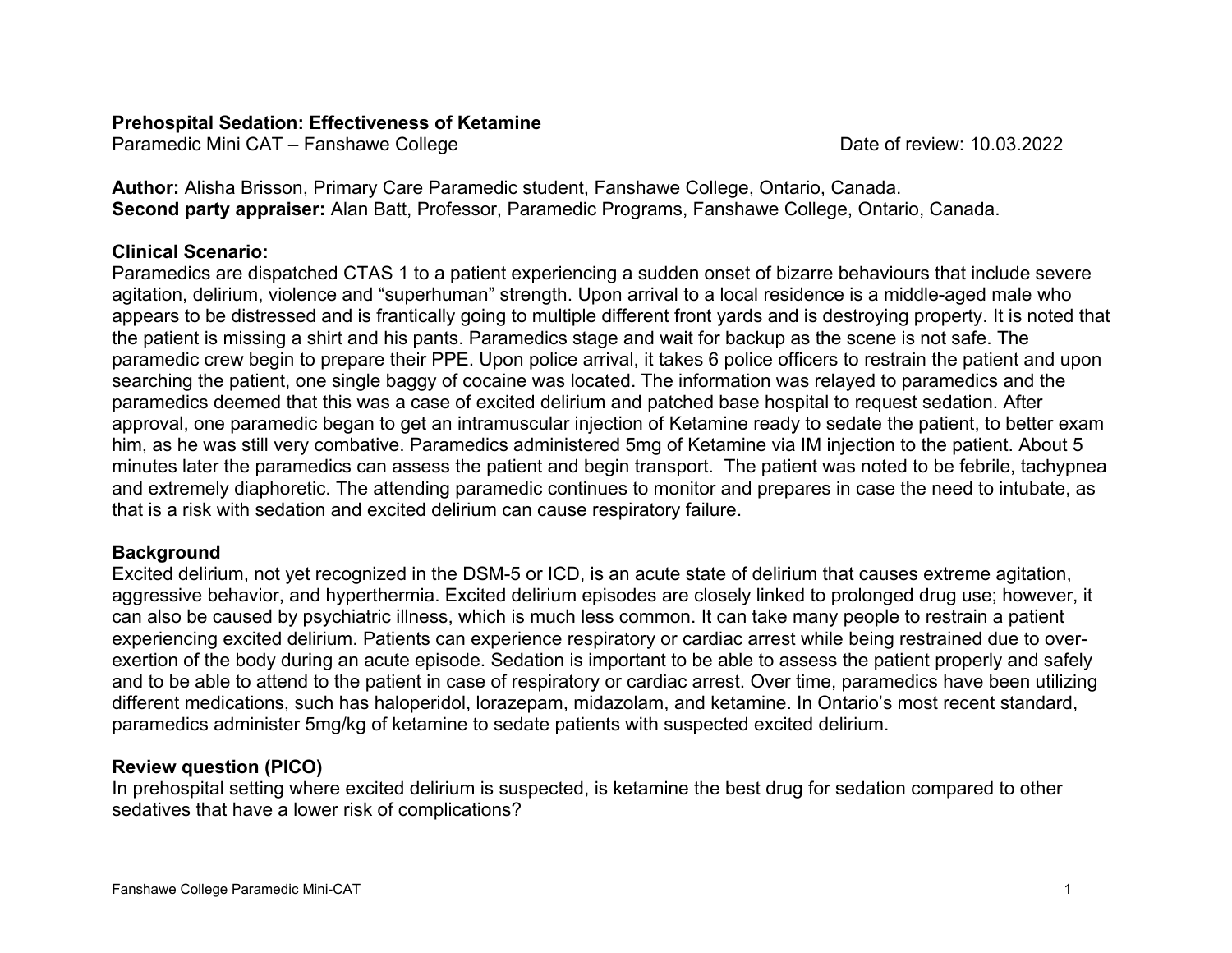**Prehospital Sedation: Effectiveness of Ketamine**
Paramedic Mini CAT – Fanshawe College

Date of review: 10.03.2022

**Author:** Alisha Brisson, Primary Care Paramedic student, Fanshawe College, Ontario, Canada.
**Second party appraiser:** Alan Batt, Professor, Paramedic Programs, Fanshawe College, Ontario, Canada.

**Clinical Scenario:**
Paramedics are dispatched CTAS 1 to a patient experiencing a sudden onset of bizarre behaviours that include severe agitation, delirium, violence and "superhuman" strength. Upon arrival to a local residence is a middle-aged male who appears to be distressed and is frantically going to multiple different front yards and is destroying property. It is noted that the patient is missing a shirt and his pants. Paramedics stage and wait for backup as the scene is not safe. The paramedic crew begin to prepare their PPE. Upon police arrival, it takes 6 police officers to restrain the patient and upon searching the patient, one single baggy of cocaine was located. The information was relayed to paramedics and the paramedics deemed that this was a case of excited delirium and patched base hospital to request sedation. After approval, one paramedic began to get an intramuscular injection of Ketamine ready to sedate the patient, to better exam him, as he was still very combative. Paramedics administered 5mg of Ketamine via IM injection to the patient. About 5 minutes later the paramedics can assess the patient and begin transport. The patient was noted to be febrile, tachypnea and extremely diaphoretic. The attending paramedic continues to monitor and prepares in case the need to intubate, as that is a risk with sedation and excited delirium can cause respiratory failure.

**Background**
Excited delirium, not yet recognized in the DSM-5 or ICD, is an acute state of delirium that causes extreme agitation, aggressive behavior, and hyperthermia. Excited delirium episodes are closely linked to prolonged drug use; however, it can also be caused by psychiatric illness, which is much less common. It can take many people to restrain a patient experiencing excited delirium. Patients can experience respiratory or cardiac arrest while being restrained due to over-exertion of the body during an acute episode. Sedation is important to be able to assess the patient properly and safely and to be able to attend to the patient in case of respiratory or cardiac arrest. Over time, paramedics have been utilizing different medications, such has haloperidol, lorazepam, midazolam, and ketamine. In Ontario's most recent standard, paramedics administer 5mg/kg of ketamine to sedate patients with suspected excited delirium.

**Review question (PICO)**
In prehospital setting where excited delirium is suspected, is ketamine the best drug for sedation compared to other sedatives that have a lower risk of complications?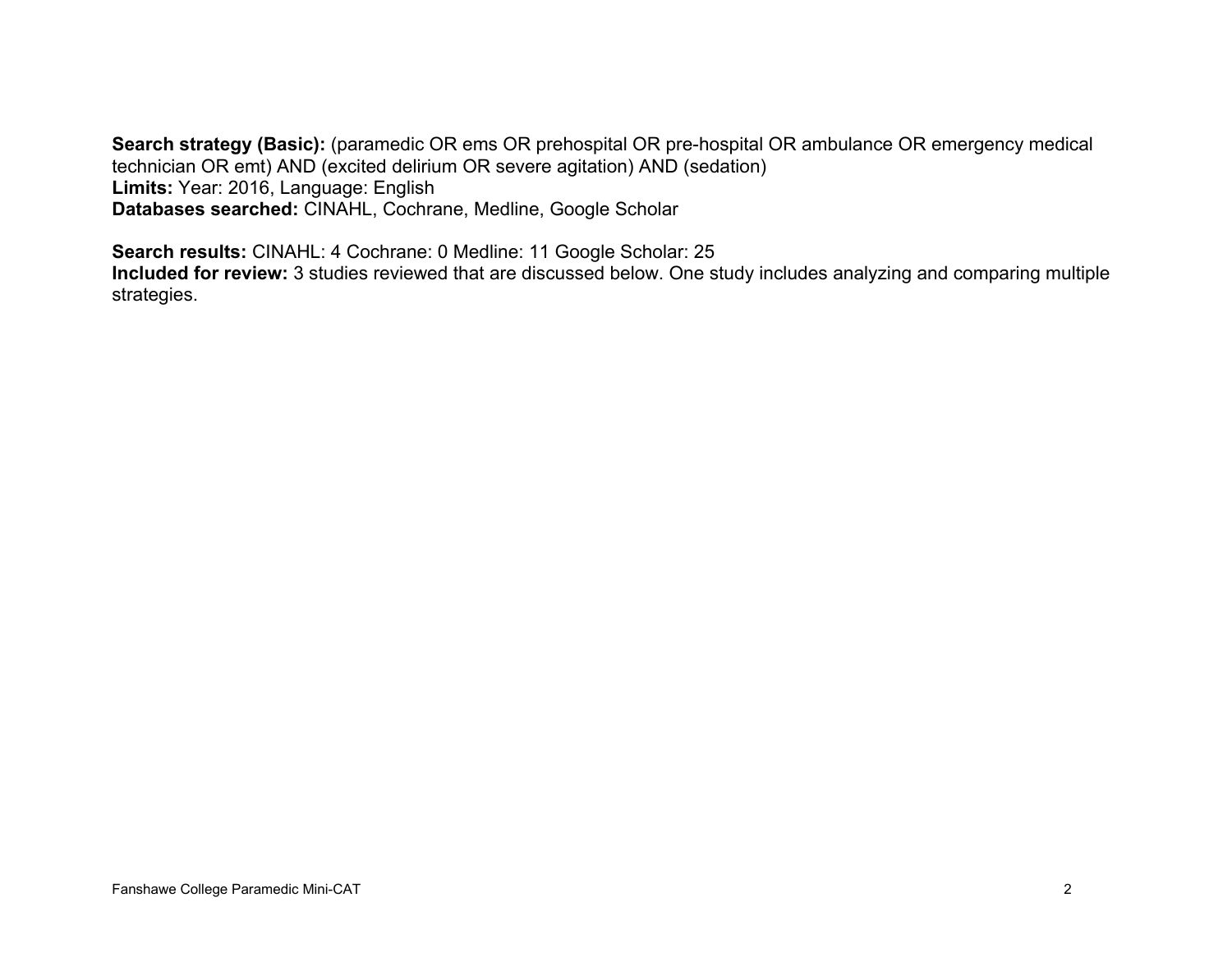**Search strategy (Basic):** (paramedic OR ems OR prehospital OR pre-hospital OR ambulance OR emergency medical technician OR emt) AND (excited delirium OR severe agitation) AND (sedation)
**Limits:** Year: 2016, Language: English
**Databases searched:** CINAHL, Cochrane, Medline, Google Scholar

**Search results:** CINAHL: 4 Cochrane: 0 Medline: 11 Google Scholar: 25
**Included for review:** 3 studies reviewed that are discussed below. One study includes analyzing and comparing multiple strategies.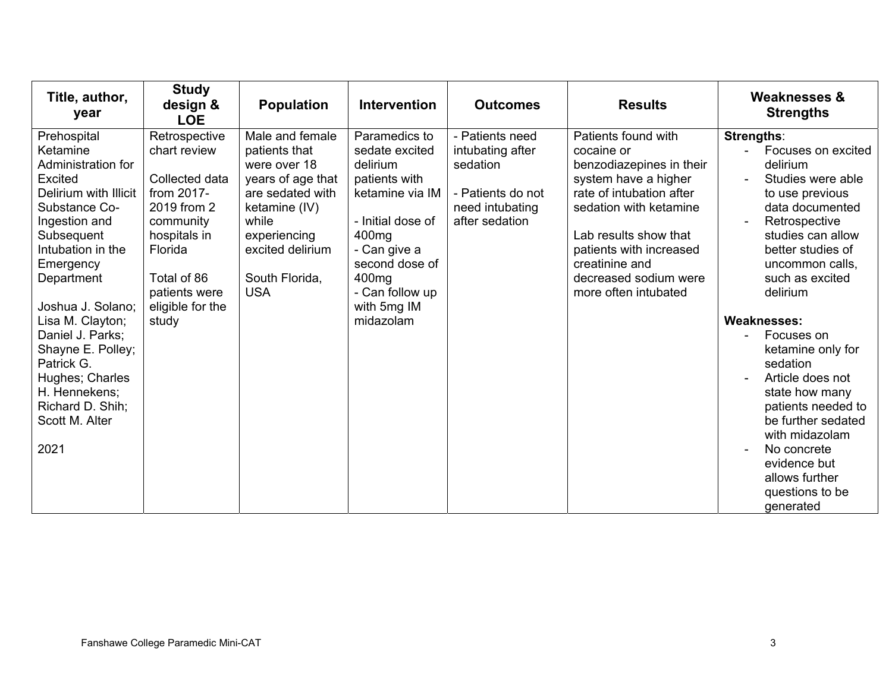| Title, author, year | Study design & LOE | Population | Intervention | Outcomes | Results | Weaknesses & Strengths |
|---|---|---|---|---|---|---|
| Prehospital Ketamine Administration for Excited Delirium with Illicit Substance Co-Ingestion and Subsequent Intubation in the Emergency Department<br><br>Joshua J. Solano; Lisa M. Clayton; Daniel J. Parks; Shayne E. Polley; Patrick G. Hughes; Charles H. Hennekens; Richard D. Shih; Scott M. Alter<br><br>2021 | Retrospective chart review<br><br>Collected data from 2017-2019 from 2 community hospitals in Florida<br><br>Total of 86 patients were eligible for the study | Male and female patients that were over 18 years of age that are sedated with ketamine (IV) while experiencing excited delirium<br><br>South Florida, USA | Paramedics to sedate excited delirium patients with ketamine via IM<br><br>- Initial dose of 400mg<br>- Can give a second dose of 400mg<br>- Can follow up with 5mg IM midazolam | - Patients need intubating after sedation<br><br>- Patients do not need intubating after sedation | Patients found with cocaine or benzodiazepines in their system have a higher rate of intubation after sedation with ketamine<br><br>Lab results show that patients with increased creatinine and decreased sodium were more often intubated | **Strengths**:<br>- Focuses on excited delirium<br>- Studies were able to use previous data documented<br>- Retrospective studies can allow better studies of uncommon calls, such as excited delirium<br><br>**Weaknesses:**<br>- Focuses on ketamine only for sedation<br>- Article does not state how many patients needed to be further sedated with midazolam<br>- No concrete evidence but allows further questions to be generated |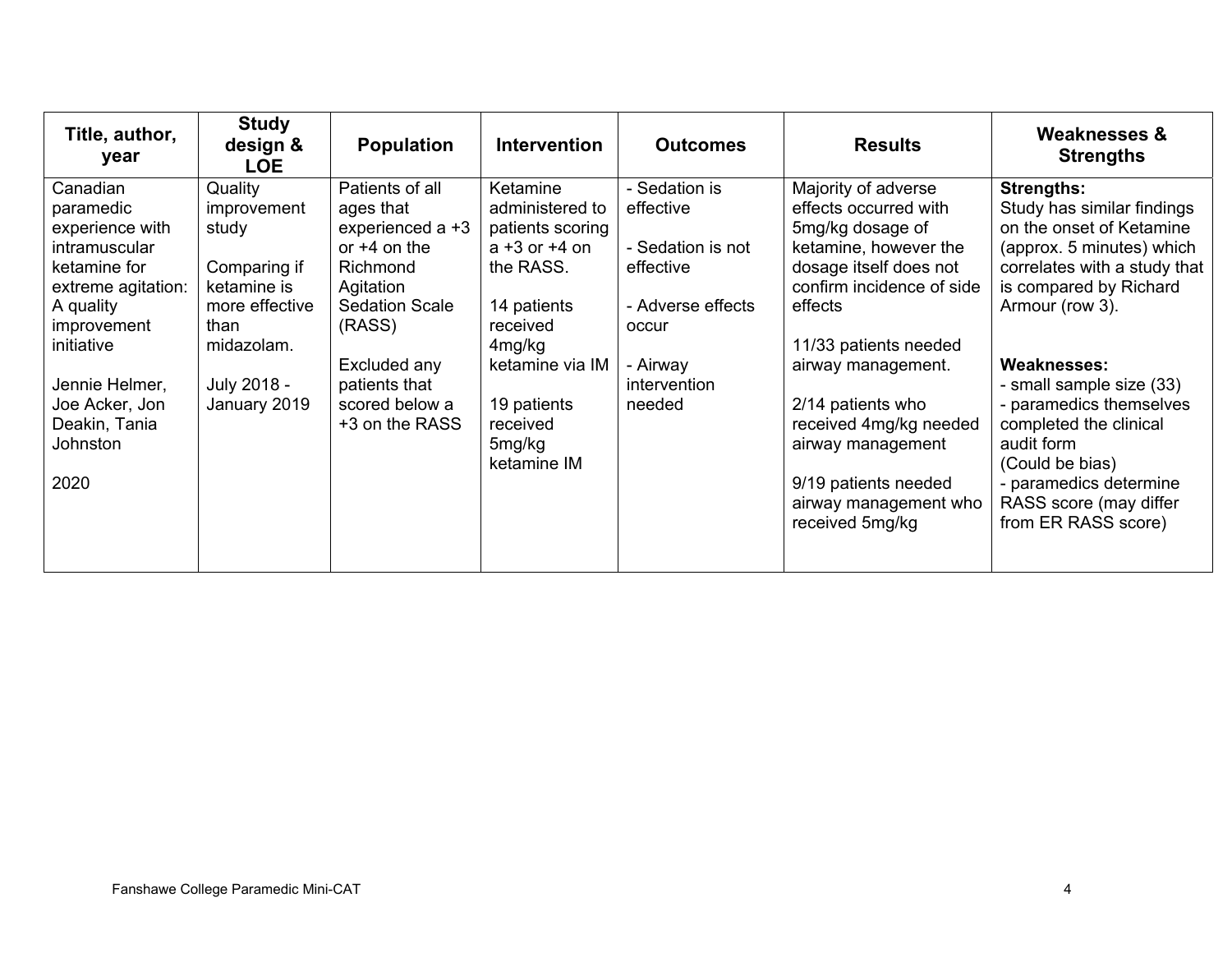| Title, author, year | Study design & LOE | Population | Intervention | Outcomes | Results | Weaknesses & Strengths |
|---|---|---|---|---|---|---|
| Canadian paramedic experience with intramuscular ketamine for extreme agitation: A quality improvement initiative<br><br>Jennie Helmer, Joe Acker, Jon Deakin, Tania Johnston<br><br>2020 | Quality improvement study<br><br>Comparing if ketamine is more effective than midazolam.<br><br>July 2018 - January 2019 | Patients of all ages that experienced a +3 or +4 on the Richmond Agitation Sedation Scale (RASS)<br><br>Excluded any patients that scored below a +3 on the RASS | Ketamine administered to patients scoring a +3 or +4 on the RASS.<br><br>14 patients received 4mg/kg ketamine via IM<br><br>19 patients received 5mg/kg ketamine IM | - Sedation is effective<br><br>- Sedation is not effective<br><br>- Adverse effects occur<br><br>- Airway intervention needed | Majority of adverse effects occurred with 5mg/kg dosage of ketamine, however the dosage itself does not confirm incidence of side effects<br><br>11/33 patients needed airway management.<br><br>2/14 patients who received 4mg/kg needed airway management<br><br>9/19 patients needed airway management who received 5mg/kg | **Strengths:**<br>Study has similar findings on the onset of Ketamine (approx. 5 minutes) which correlates with a study that is compared by Richard Armour (row 3).<br><br>**Weaknesses:**<br>- small sample size (33)<br>- paramedics themselves completed the clinical audit form (Could be bias)<br>- paramedics determine RASS score (may differ from ER RASS score) |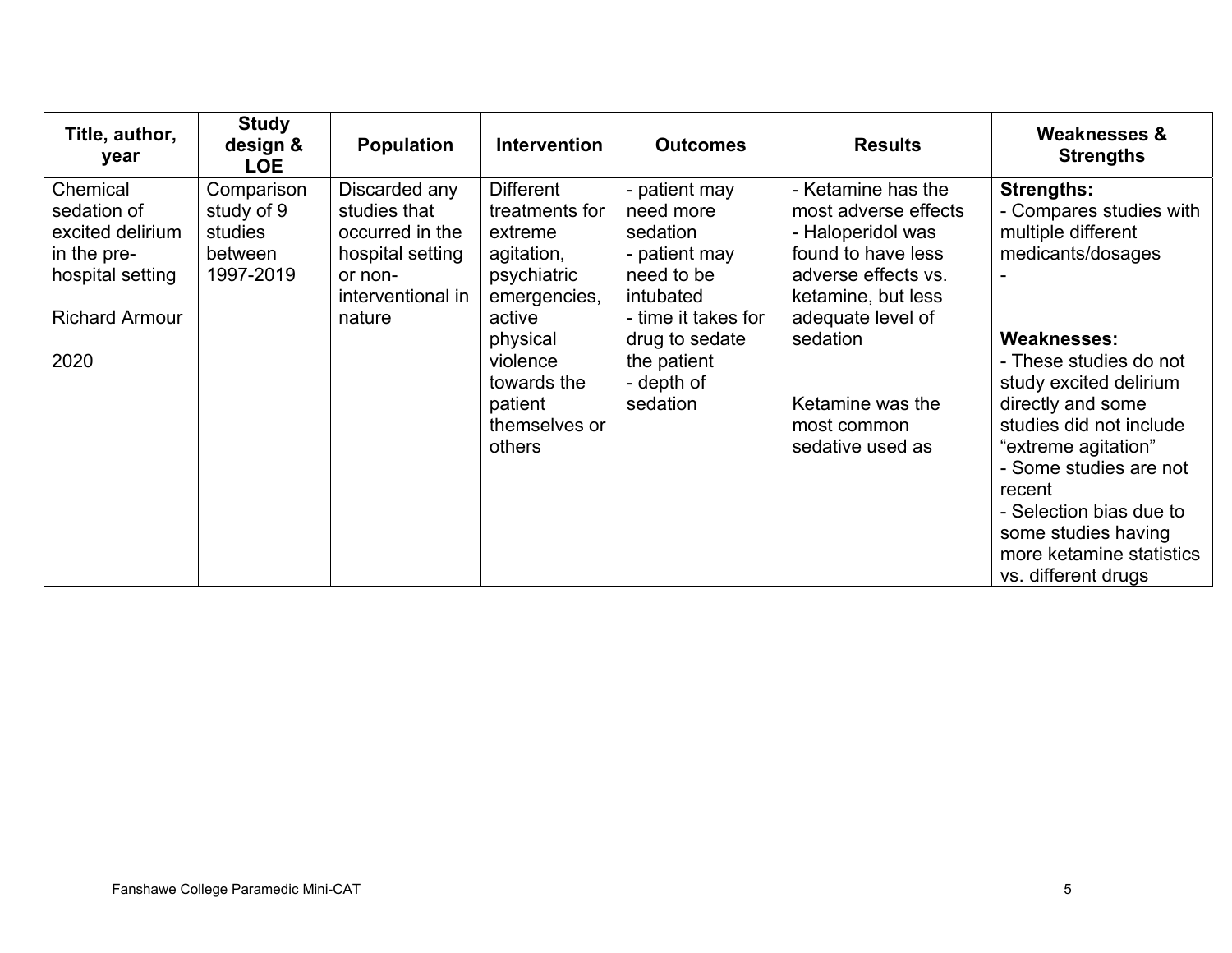| Title, author, year | Study design & LOE | Population | Intervention | Outcomes | Results | Weaknesses & Strengths |
|---|---|---|---|---|---|---|
| Chemical sedation of excited delirium in the pre-hospital setting<br><br>Richard Armour<br><br>2020 | Comparison study of 9 studies between 1997-2019 | Discarded any studies that occurred in the hospital setting or non-interventional in nature | Different treatments for extreme agitation, psychiatric emergencies, active physical violence towards the patient themselves or others | - patient may need more sedation<br>- patient may need to be intubated<br>- time it takes for drug to sedate the patient<br>- depth of sedation | - Ketamine has the most adverse effects<br>- Haloperidol was found to have less adverse effects vs. ketamine, but less adequate level of sedation<br><br>Ketamine was the most common sedative used as | **Strengths:**<br>- Compares studies with multiple different medicants/dosages<br>-<br><br>**Weaknesses:**<br>- These studies do not study excited delirium directly and some studies did not include "extreme agitation"<br>- Some studies are not recent<br>- Selection bias due to some studies having more ketamine statistics vs. different drugs |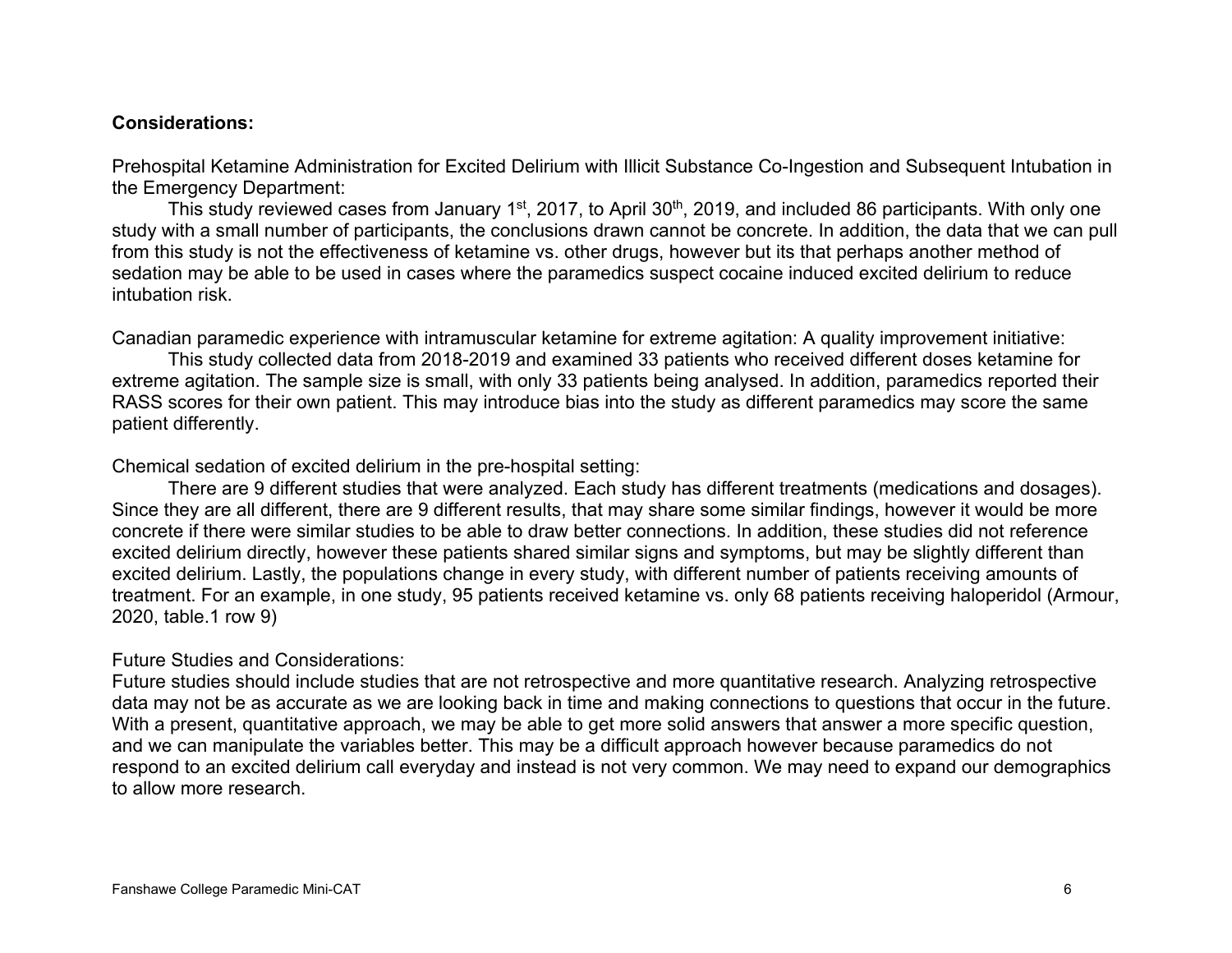**Considerations:**

Prehospital Ketamine Administration for Excited Delirium with Illicit Substance Co-Ingestion and Subsequent Intubation in the Emergency Department:

This study reviewed cases from January 1st, 2017, to April 30th, 2019, and included 86 participants. With only one study with a small number of participants, the conclusions drawn cannot be concrete. In addition, the data that we can pull from this study is not the effectiveness of ketamine vs. other drugs, however but its that perhaps another method of sedation may be able to be used in cases where the paramedics suspect cocaine induced excited delirium to reduce intubation risk.

Canadian paramedic experience with intramuscular ketamine for extreme agitation: A quality improvement initiative:

This study collected data from 2018-2019 and examined 33 patients who received different doses ketamine for extreme agitation. The sample size is small, with only 33 patients being analysed. In addition, paramedics reported their RASS scores for their own patient. This may introduce bias into the study as different paramedics may score the same patient differently.

Chemical sedation of excited delirium in the pre-hospital setting:

There are 9 different studies that were analyzed. Each study has different treatments (medications and dosages). Since they are all different, there are 9 different results, that may share some similar findings, however it would be more concrete if there were similar studies to be able to draw better connections. In addition, these studies did not reference excited delirium directly, however these patients shared similar signs and symptoms, but may be slightly different than excited delirium. Lastly, the populations change in every study, with different number of patients receiving amounts of treatment. For an example, in one study, 95 patients received ketamine vs. only 68 patients receiving haloperidol (Armour, 2020, table.1 row 9)

Future Studies and Considerations:

Future studies should include studies that are not retrospective and more quantitative research. Analyzing retrospective data may not be as accurate as we are looking back in time and making connections to questions that occur in the future. With a present, quantitative approach, we may be able to get more solid answers that answer a more specific question, and we can manipulate the variables better. This may be a difficult approach however because paramedics do not respond to an excited delirium call everyday and instead is not very common. We may need to expand our demographics to allow more research.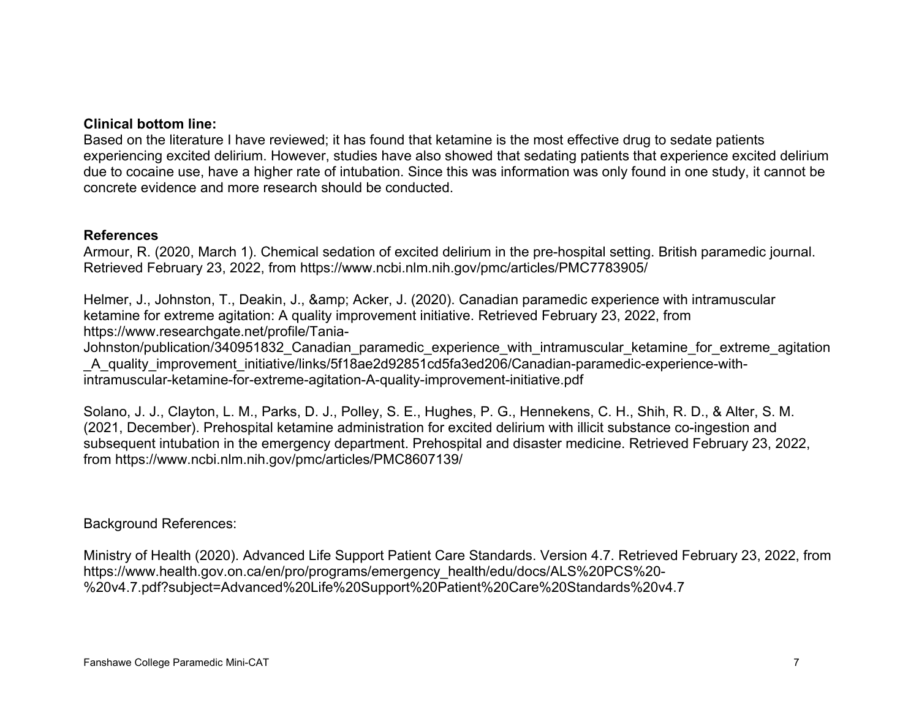**Clinical bottom line:**

Based on the literature I have reviewed; it has found that ketamine is the most effective drug to sedate patients experiencing excited delirium. However, studies have also showed that sedating patients that experience excited delirium due to cocaine use, have a higher rate of intubation. Since this was information was only found in one study, it cannot be concrete evidence and more research should be conducted.

**References**

Armour, R. (2020, March 1). Chemical sedation of excited delirium in the pre-hospital setting. British paramedic journal. Retrieved February 23, 2022, from https://www.ncbi.nlm.nih.gov/pmc/articles/PMC7783905/

Helmer, J., Johnston, T., Deakin, J., &amp; Acker, J. (2020). Canadian paramedic experience with intramuscular ketamine for extreme agitation: A quality improvement initiative. Retrieved February 23, 2022, from https://www.researchgate.net/profile/Tania-Johnston/publication/340951832_Canadian_paramedic_experience_with_intramuscular_ketamine_for_extreme_agitation_A_quality_improvement_initiative/links/5f18ae2d92851cd5fa3ed206/Canadian-paramedic-experience-with-intramuscular-ketamine-for-extreme-agitation-A-quality-improvement-initiative.pdf

Solano, J. J., Clayton, L. M., Parks, D. J., Polley, S. E., Hughes, P. G., Hennekens, C. H., Shih, R. D., & Alter, S. M. (2021, December). Prehospital ketamine administration for excited delirium with illicit substance co-ingestion and subsequent intubation in the emergency department. Prehospital and disaster medicine. Retrieved February 23, 2022, from https://www.ncbi.nlm.nih.gov/pmc/articles/PMC8607139/

Background References:

Ministry of Health (2020). Advanced Life Support Patient Care Standards. Version 4.7. Retrieved February 23, 2022, from https://www.health.gov.on.ca/en/pro/programs/emergency_health/edu/docs/ALS%20PCS%20-%20v4.7.pdf?subject=Advanced%20Life%20Support%20Patient%20Care%20Standards%20v4.7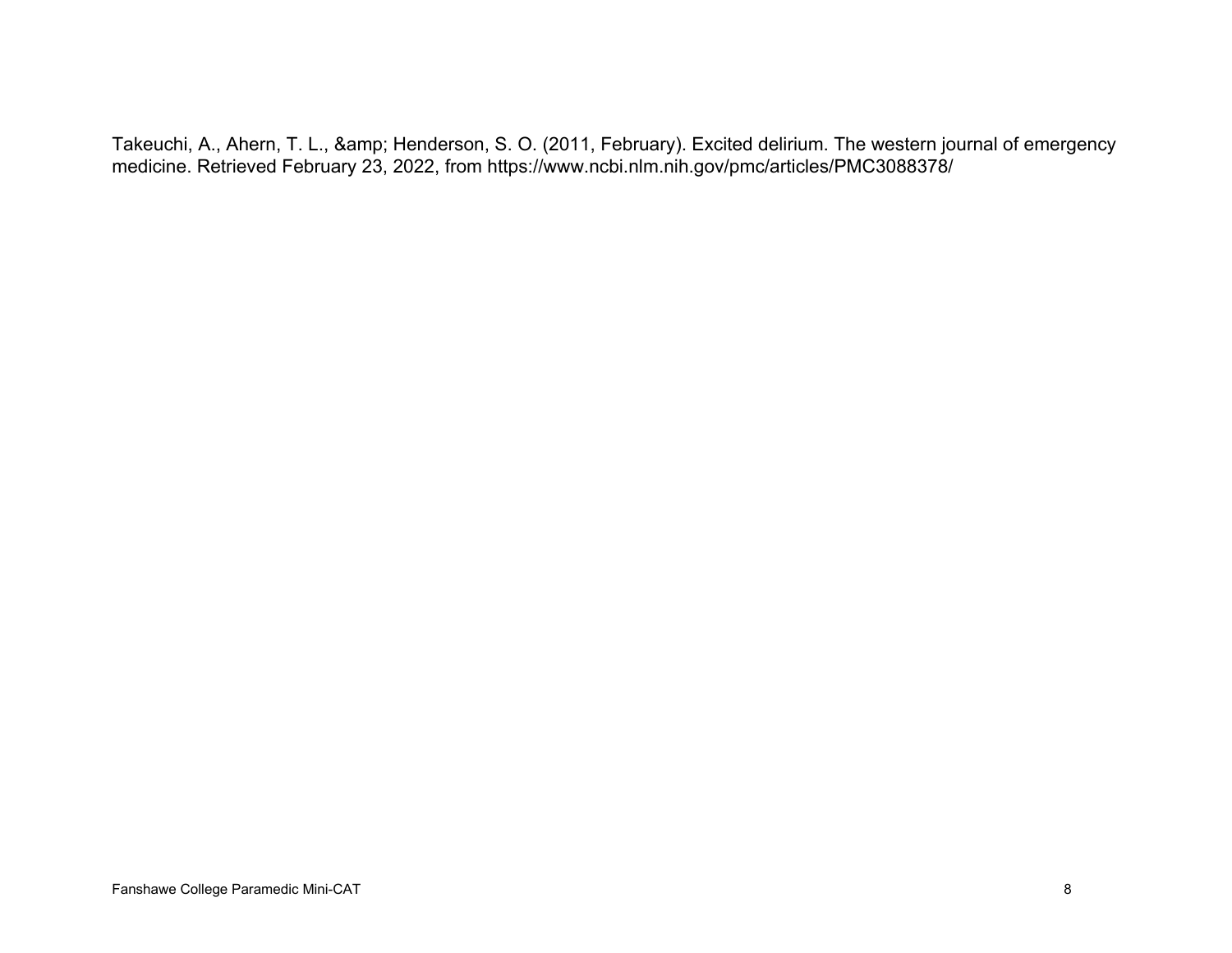Takeuchi, A., Ahern, T. L., &amp; Henderson, S. O. (2011, February). Excited delirium. The western journal of emergency medicine. Retrieved February 23, 2022, from https://www.ncbi.nlm.nih.gov/pmc/articles/PMC3088378/